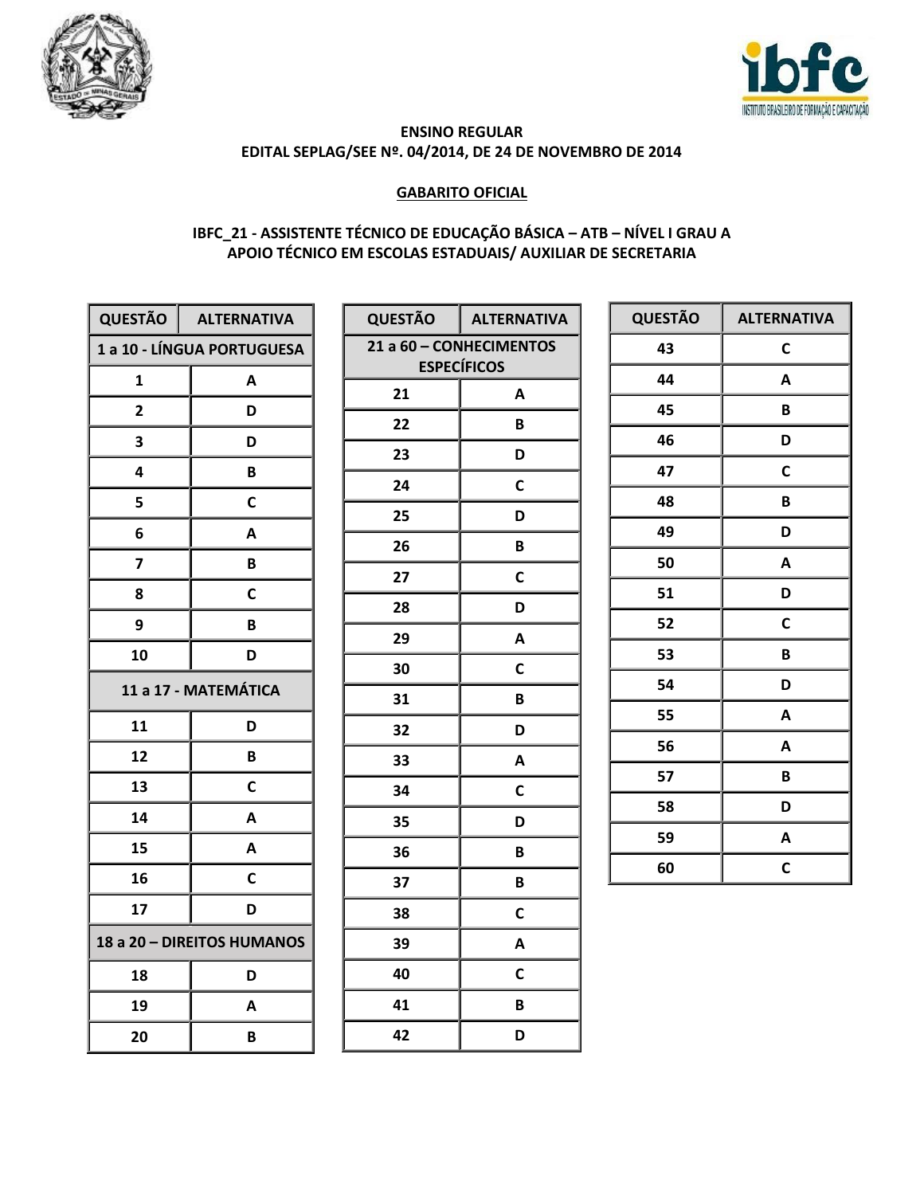**ENSINO REGULAR**
**EDITAL SEPLAG/SEE Nº. 04/2014, DE 24 DE NOVEMBRO DE 2014**

## GABARITO OFICIAL

**IBFC_21 - ASSISTENTE TÉCNICO DE EDUCAÇÃO BÁSICA – ATB – NÍVEL I GRAU A**
**APOIO TÉCNICO EM ESCOLAS ESTADUAIS/ AUXILIAR DE SECRETARIA**

| QUESTÃO | ALTERNATIVA |
|---|---|
| **1 a 10 - LÍNGUA PORTUGUESA** | |
| 1 | A |
| 2 | D |
| 3 | D |
| 4 | B |
| 5 | C |
| 6 | A |
| 7 | B |
| 8 | C |
| 9 | B |
| 10 | D |
| **11 a 17 - MATEMÁTICA** | |
| 11 | D |
| 12 | B |
| 13 | C |
| 14 | A |
| 15 | A |
| 16 | C |
| 17 | D |
| **18 a 20 – DIREITOS HUMANOS** | |
| 18 | D |
| 19 | A |
| 20 | B |

| QUESTÃO | ALTERNATIVA |
|---|---|
| **21 a 60 – CONHECIMENTOS ESPECÍFICOS** | |
| 21 | A |
| 22 | B |
| 23 | D |
| 24 | C |
| 25 | D |
| 26 | B |
| 27 | C |
| 28 | D |
| 29 | A |
| 30 | C |
| 31 | B |
| 32 | D |
| 33 | A |
| 34 | C |
| 35 | D |
| 36 | B |
| 37 | B |
| 38 | C |
| 39 | A |
| 40 | C |
| 41 | B |
| 42 | D |

| QUESTÃO | ALTERNATIVA |
|---|---|
| 43 | C |
| 44 | A |
| 45 | B |
| 46 | D |
| 47 | C |
| 48 | B |
| 49 | D |
| 50 | A |
| 51 | D |
| 52 | C |
| 53 | B |
| 54 | D |
| 55 | A |
| 56 | A |
| 57 | B |
| 58 | D |
| 59 | A |
| 60 | C |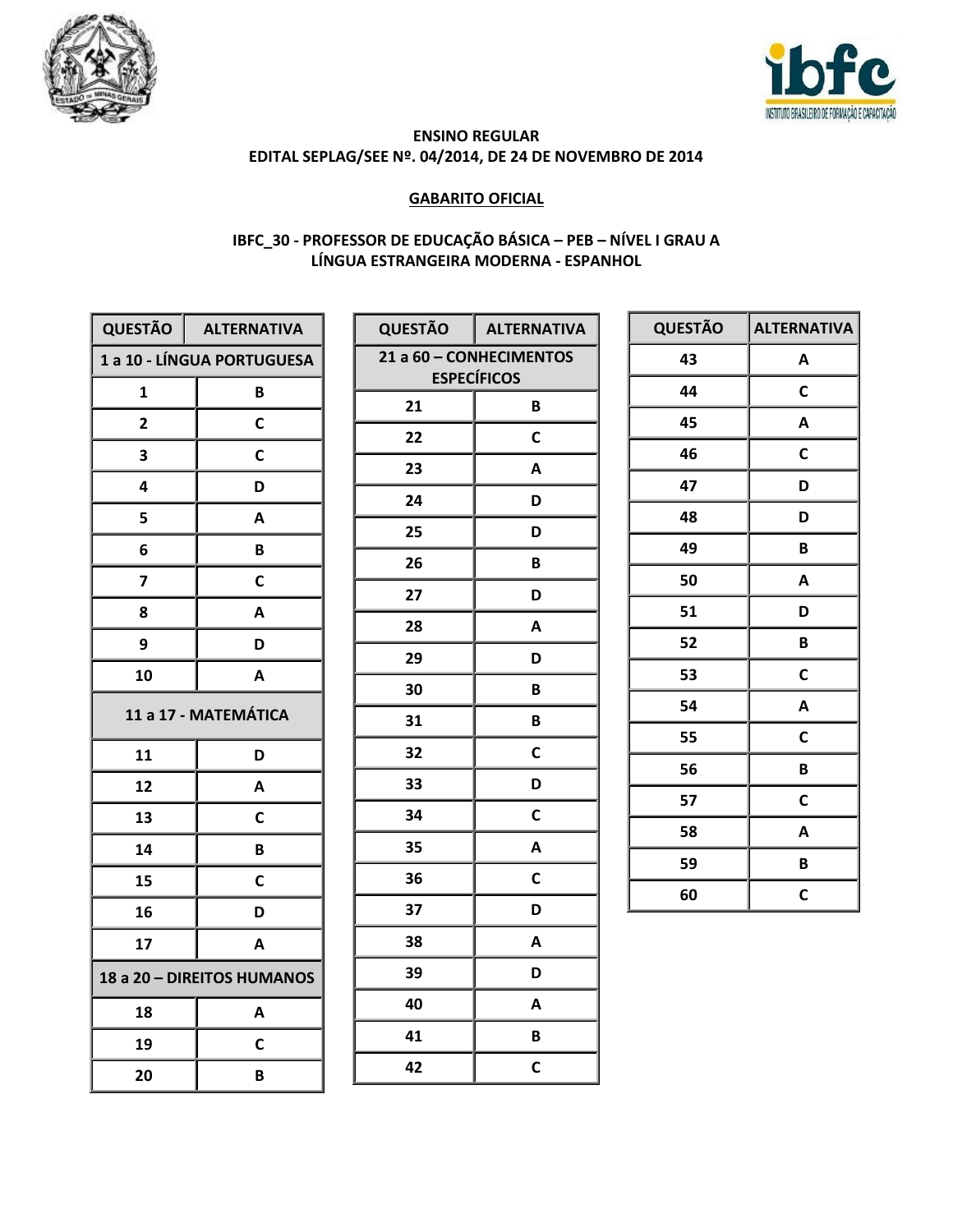**ENSINO REGULAR**
**EDITAL SEPLAG/SEE Nº. 04/2014, DE 24 DE NOVEMBRO DE 2014**

**GABARITO OFICIAL**

**IBFC_30 - PROFESSOR DE EDUCAÇÃO BÁSICA – PEB – NÍVEL I GRAU A**
**LÍNGUA ESTRANGEIRA MODERNA - ESPANHOL**

| QUESTÃO | ALTERNATIVA |
|---|---|
| **1 a 10 - LÍNGUA PORTUGUESA** | |
| 1 | B |
| 2 | C |
| 3 | C |
| 4 | D |
| 5 | A |
| 6 | B |
| 7 | C |
| 8 | A |
| 9 | D |
| 10 | A |
| **11 a 17 - MATEMÁTICA** | |
| 11 | D |
| 12 | A |
| 13 | C |
| 14 | B |
| 15 | C |
| 16 | D |
| 17 | A |
| **18 a 20 – DIREITOS HUMANOS** | |
| 18 | A |
| 19 | C |
| 20 | B |

| QUESTÃO | ALTERNATIVA |
|---|---|
| **21 a 60 – CONHECIMENTOS ESPECÍFICOS** | |
| 21 | B |
| 22 | C |
| 23 | A |
| 24 | D |
| 25 | D |
| 26 | B |
| 27 | D |
| 28 | A |
| 29 | D |
| 30 | B |
| 31 | B |
| 32 | C |
| 33 | D |
| 34 | C |
| 35 | A |
| 36 | C |
| 37 | D |
| 38 | A |
| 39 | D |
| 40 | A |
| 41 | B |
| 42 | C |

| QUESTÃO | ALTERNATIVA |
|---|---|
| 43 | A |
| 44 | C |
| 45 | A |
| 46 | C |
| 47 | D |
| 48 | D |
| 49 | B |
| 50 | A |
| 51 | D |
| 52 | B |
| 53 | C |
| 54 | A |
| 55 | C |
| 56 | B |
| 57 | C |
| 58 | A |
| 59 | B |
| 60 | C |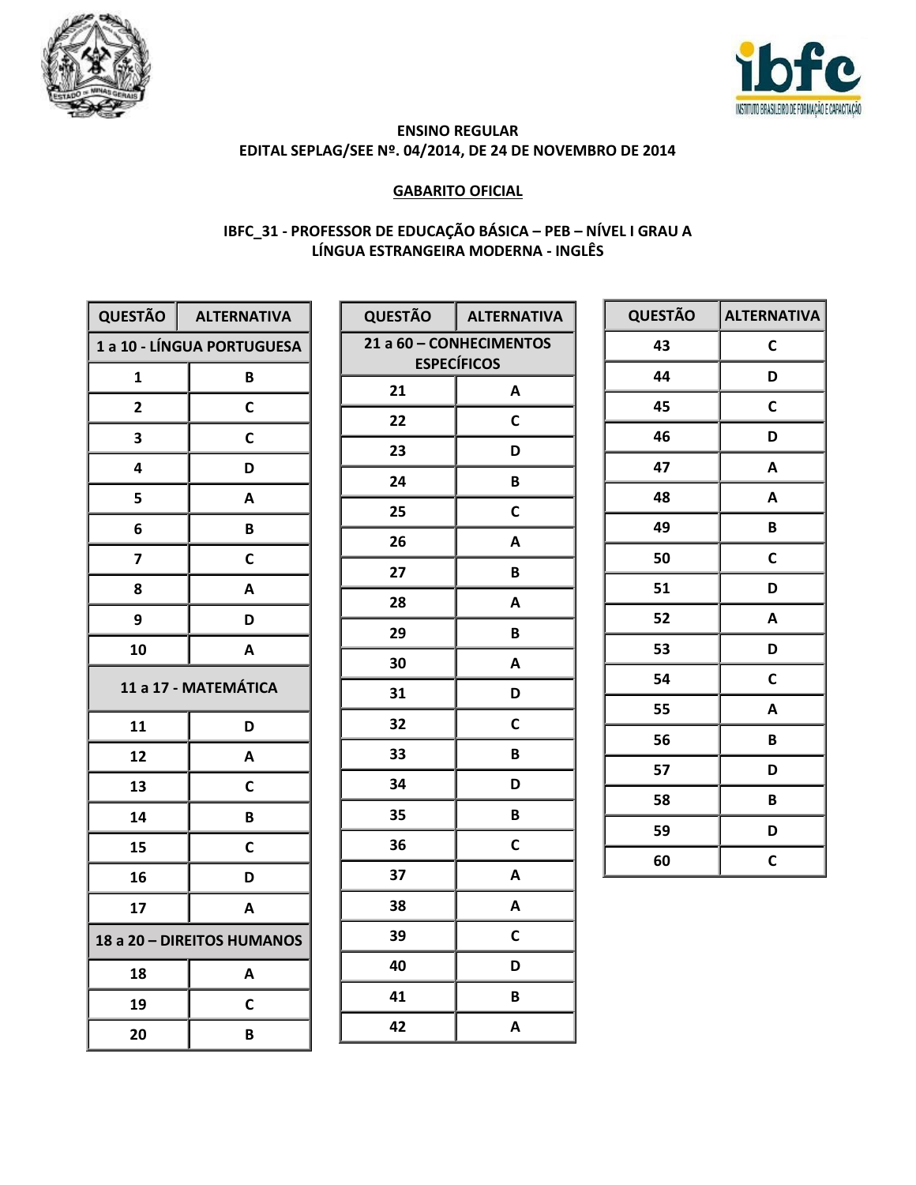**ENSINO REGULAR**
**EDITAL SEPLAG/SEE Nº. 04/2014, DE 24 DE NOVEMBRO DE 2014**

**GABARITO OFICIAL**

**IBFC_31 - PROFESSOR DE EDUCAÇÃO BÁSICA – PEB – NÍVEL I GRAU A**
**LÍNGUA ESTRANGEIRA MODERNA - INGLÊS**

| QUESTÃO | ALTERNATIVA |
|---|---|
| **1 a 10 - LÍNGUA PORTUGUESA** | |
| 1 | B |
| 2 | C |
| 3 | C |
| 4 | D |
| 5 | A |
| 6 | B |
| 7 | C |
| 8 | A |
| 9 | D |
| 10 | A |
| **11 a 17 - MATEMÁTICA** | |
| 11 | D |
| 12 | A |
| 13 | C |
| 14 | B |
| 15 | C |
| 16 | D |
| 17 | A |
| **18 a 20 – DIREITOS HUMANOS** | |
| 18 | A |
| 19 | C |
| 20 | B |

| QUESTÃO | ALTERNATIVA |
|---|---|
| **21 a 60 – CONHECIMENTOS ESPECÍFICOS** | |
| 21 | A |
| 22 | C |
| 23 | D |
| 24 | B |
| 25 | C |
| 26 | A |
| 27 | B |
| 28 | A |
| 29 | B |
| 30 | A |
| 31 | D |
| 32 | C |
| 33 | B |
| 34 | D |
| 35 | B |
| 36 | C |
| 37 | A |
| 38 | A |
| 39 | C |
| 40 | D |
| 41 | B |
| 42 | A |

| QUESTÃO | ALTERNATIVA |
|---|---|
| 43 | C |
| 44 | D |
| 45 | C |
| 46 | D |
| 47 | A |
| 48 | A |
| 49 | B |
| 50 | C |
| 51 | D |
| 52 | A |
| 53 | D |
| 54 | C |
| 55 | A |
| 56 | B |
| 57 | D |
| 58 | B |
| 59 | D |
| 60 | C |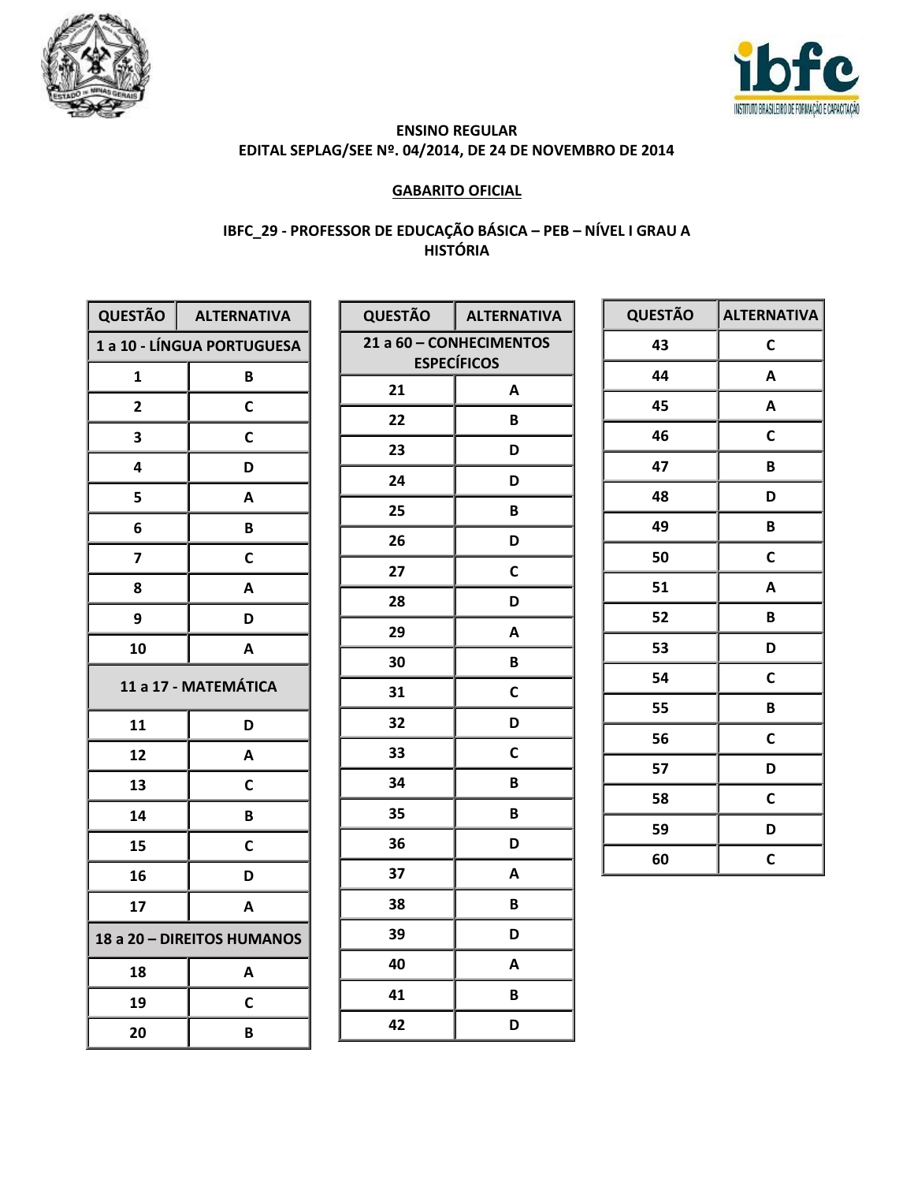**ENSINO REGULAR**
**EDITAL SEPLAG/SEE Nº. 04/2014, DE 24 DE NOVEMBRO DE 2014**

**GABARITO OFICIAL**

**IBFC_29 - PROFESSOR DE EDUCAÇÃO BÁSICA – PEB – NÍVEL I GRAU A**
**HISTÓRIA**

| QUESTÃO | ALTERNATIVA |
|---|---|
| **1 a 10 - LÍNGUA PORTUGUESA** | |
| 1 | B |
| 2 | C |
| 3 | C |
| 4 | D |
| 5 | A |
| 6 | B |
| 7 | C |
| 8 | A |
| 9 | D |
| 10 | A |
| **11 a 17 - MATEMÁTICA** | |
| 11 | D |
| 12 | A |
| 13 | C |
| 14 | B |
| 15 | C |
| 16 | D |
| 17 | A |
| **18 a 20 – DIREITOS HUMANOS** | |
| 18 | A |
| 19 | C |
| 20 | B |

| QUESTÃO | ALTERNATIVA |
|---|---|
| **21 a 60 – CONHECIMENTOS ESPECÍFICOS** | |
| 21 | A |
| 22 | B |
| 23 | D |
| 24 | D |
| 25 | B |
| 26 | D |
| 27 | C |
| 28 | D |
| 29 | A |
| 30 | B |
| 31 | C |
| 32 | D |
| 33 | C |
| 34 | B |
| 35 | B |
| 36 | D |
| 37 | A |
| 38 | B |
| 39 | D |
| 40 | A |
| 41 | B |
| 42 | D |

| QUESTÃO | ALTERNATIVA |
|---|---|
| 43 | C |
| 44 | A |
| 45 | A |
| 46 | C |
| 47 | B |
| 48 | D |
| 49 | B |
| 50 | C |
| 51 | A |
| 52 | B |
| 53 | D |
| 54 | C |
| 55 | B |
| 56 | C |
| 57 | D |
| 58 | C |
| 59 | D |
| 60 | C |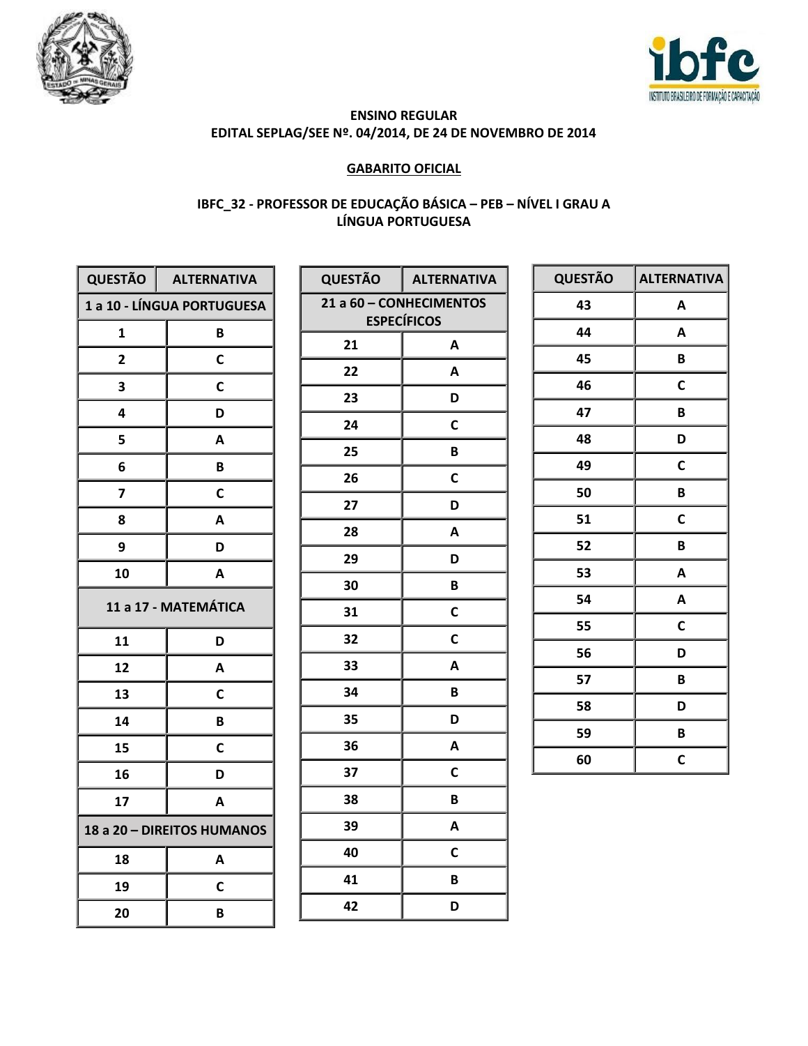**ENSINO REGULAR**
**EDITAL SEPLAG/SEE Nº. 04/2014, DE 24 DE NOVEMBRO DE 2014**

**GABARITO OFICIAL**

**IBFC_32 - PROFESSOR DE EDUCAÇÃO BÁSICA – PEB – NÍVEL I GRAU A**
**LÍNGUA PORTUGUESA**

| QUESTÃO | ALTERNATIVA |
|---|---|
| **1 a 10 - LÍNGUA PORTUGUESA** | |
| 1 | B |
| 2 | C |
| 3 | C |
| 4 | D |
| 5 | A |
| 6 | B |
| 7 | C |
| 8 | A |
| 9 | D |
| 10 | A |
| **11 a 17 - MATEMÁTICA** | |
| 11 | D |
| 12 | A |
| 13 | C |
| 14 | B |
| 15 | C |
| 16 | D |
| 17 | A |
| **18 a 20 – DIREITOS HUMANOS** | |
| 18 | A |
| 19 | C |
| 20 | B |

| QUESTÃO | ALTERNATIVA |
|---|---|
| **21 a 60 – CONHECIMENTOS ESPECÍFICOS** | |
| 21 | A |
| 22 | A |
| 23 | D |
| 24 | C |
| 25 | B |
| 26 | C |
| 27 | D |
| 28 | A |
| 29 | D |
| 30 | B |
| 31 | C |
| 32 | C |
| 33 | A |
| 34 | B |
| 35 | D |
| 36 | A |
| 37 | C |
| 38 | B |
| 39 | A |
| 40 | C |
| 41 | B |
| 42 | D |

| QUESTÃO | ALTERNATIVA |
|---|---|
| 43 | A |
| 44 | A |
| 45 | B |
| 46 | C |
| 47 | B |
| 48 | D |
| 49 | C |
| 50 | B |
| 51 | C |
| 52 | B |
| 53 | A |
| 54 | A |
| 55 | C |
| 56 | D |
| 57 | B |
| 58 | D |
| 59 | B |
| 60 | C |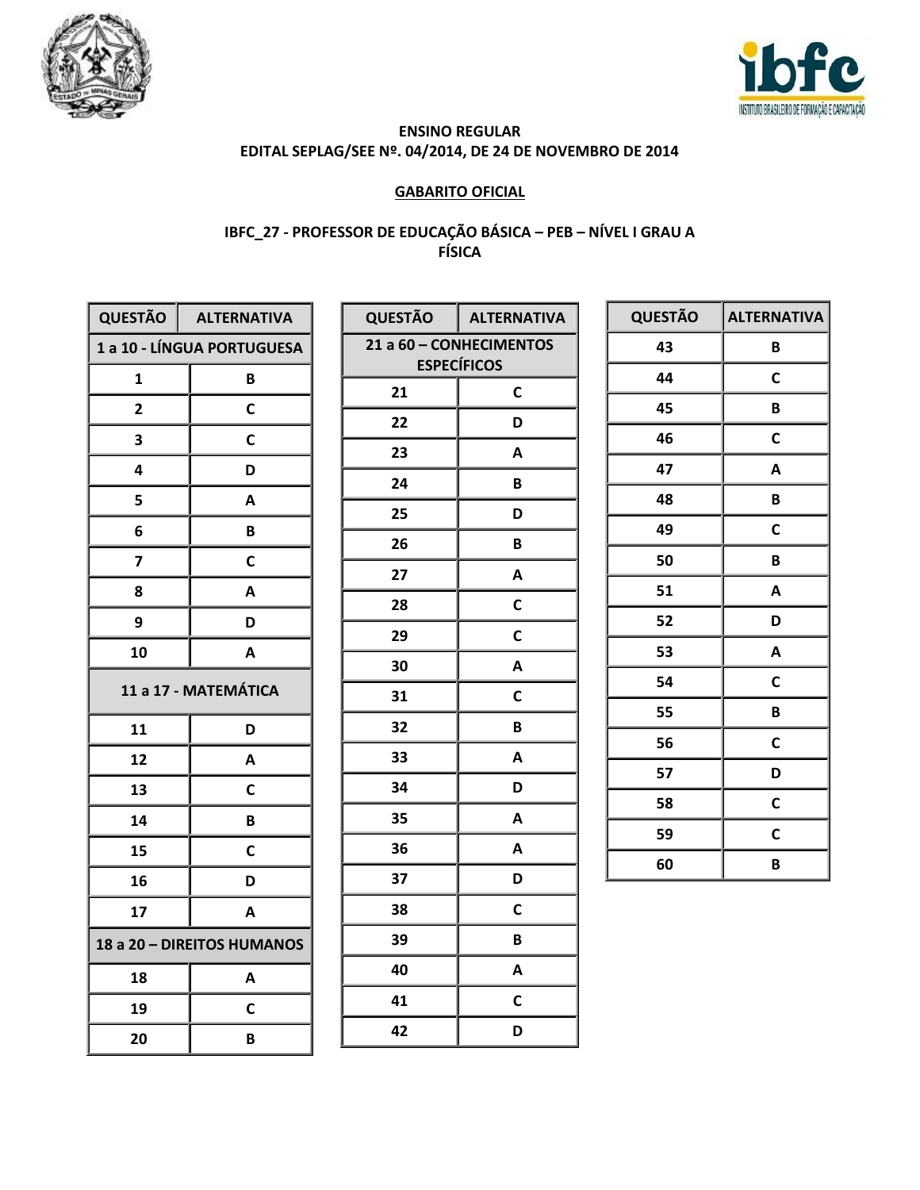**ENSINO REGULAR**
**EDITAL SEPLAG/SEE Nº. 04/2014, DE 24 DE NOVEMBRO DE 2014**

**GABARITO OFICIAL**

**IBFC_27 - PROFESSOR DE EDUCAÇÃO BÁSICA – PEB – NÍVEL I GRAU A**
**FÍSICA**

| QUESTÃO | ALTERNATIVA |
|---|---|
| **1 a 10 - LÍNGUA PORTUGUESA** | |
| 1 | B |
| 2 | C |
| 3 | C |
| 4 | D |
| 5 | A |
| 6 | B |
| 7 | C |
| 8 | A |
| 9 | D |
| 10 | A |
| **11 a 17 - MATEMÁTICA** | |
| 11 | D |
| 12 | A |
| 13 | C |
| 14 | B |
| 15 | C |
| 16 | D |
| 17 | A |
| **18 a 20 – DIREITOS HUMANOS** | |
| 18 | A |
| 19 | C |
| 20 | B |

| QUESTÃO | ALTERNATIVA |
|---|---|
| **21 a 60 – CONHECIMENTOS ESPECÍFICOS** | |
| 21 | C |
| 22 | D |
| 23 | A |
| 24 | B |
| 25 | D |
| 26 | B |
| 27 | A |
| 28 | C |
| 29 | C |
| 30 | A |
| 31 | C |
| 32 | B |
| 33 | A |
| 34 | D |
| 35 | A |
| 36 | A |
| 37 | D |
| 38 | C |
| 39 | B |
| 40 | A |
| 41 | C |
| 42 | D |

| QUESTÃO | ALTERNATIVA |
|---|---|
| 43 | B |
| 44 | C |
| 45 | B |
| 46 | C |
| 47 | A |
| 48 | B |
| 49 | C |
| 50 | B |
| 51 | A |
| 52 | D |
| 53 | A |
| 54 | C |
| 55 | B |
| 56 | C |
| 57 | D |
| 58 | C |
| 59 | C |
| 60 | B |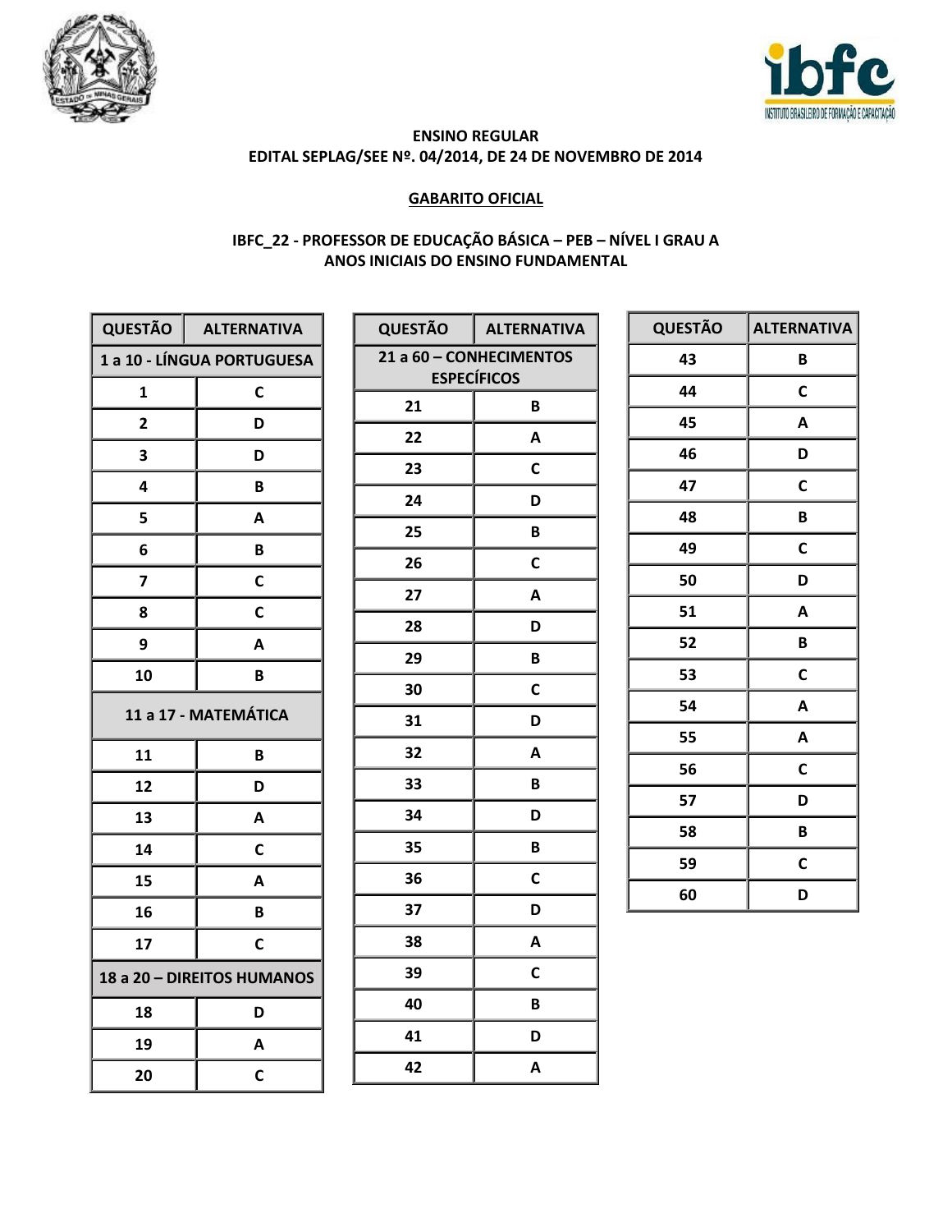**ENSINO REGULAR**
**EDITAL SEPLAG/SEE Nº. 04/2014, DE 24 DE NOVEMBRO DE 2014**

**GABARITO OFICIAL**

**IBFC_22 - PROFESSOR DE EDUCAÇÃO BÁSICA – PEB – NÍVEL I GRAU A**
**ANOS INICIAIS DO ENSINO FUNDAMENTAL**

| QUESTÃO | ALTERNATIVA |
|---|---|
| **1 a 10 - LÍNGUA PORTUGUESA** | |
| 1 | C |
| 2 | D |
| 3 | D |
| 4 | B |
| 5 | A |
| 6 | B |
| 7 | C |
| 8 | C |
| 9 | A |
| 10 | B |
| **11 a 17 - MATEMÁTICA** | |
| 11 | B |
| 12 | D |
| 13 | A |
| 14 | C |
| 15 | A |
| 16 | B |
| 17 | C |
| **18 a 20 – DIREITOS HUMANOS** | |
| 18 | D |
| 19 | A |
| 20 | C |

| QUESTÃO | ALTERNATIVA |
|---|---|
| **21 a 60 – CONHECIMENTOS ESPECÍFICOS** | |
| 21 | B |
| 22 | A |
| 23 | C |
| 24 | D |
| 25 | B |
| 26 | C |
| 27 | A |
| 28 | D |
| 29 | B |
| 30 | C |
| 31 | D |
| 32 | A |
| 33 | B |
| 34 | D |
| 35 | B |
| 36 | C |
| 37 | D |
| 38 | A |
| 39 | C |
| 40 | B |
| 41 | D |
| 42 | A |

| QUESTÃO | ALTERNATIVA |
|---|---|
| 43 | B |
| 44 | C |
| 45 | A |
| 46 | D |
| 47 | C |
| 48 | B |
| 49 | C |
| 50 | D |
| 51 | A |
| 52 | B |
| 53 | C |
| 54 | A |
| 55 | A |
| 56 | C |
| 57 | D |
| 58 | B |
| 59 | C |
| 60 | D |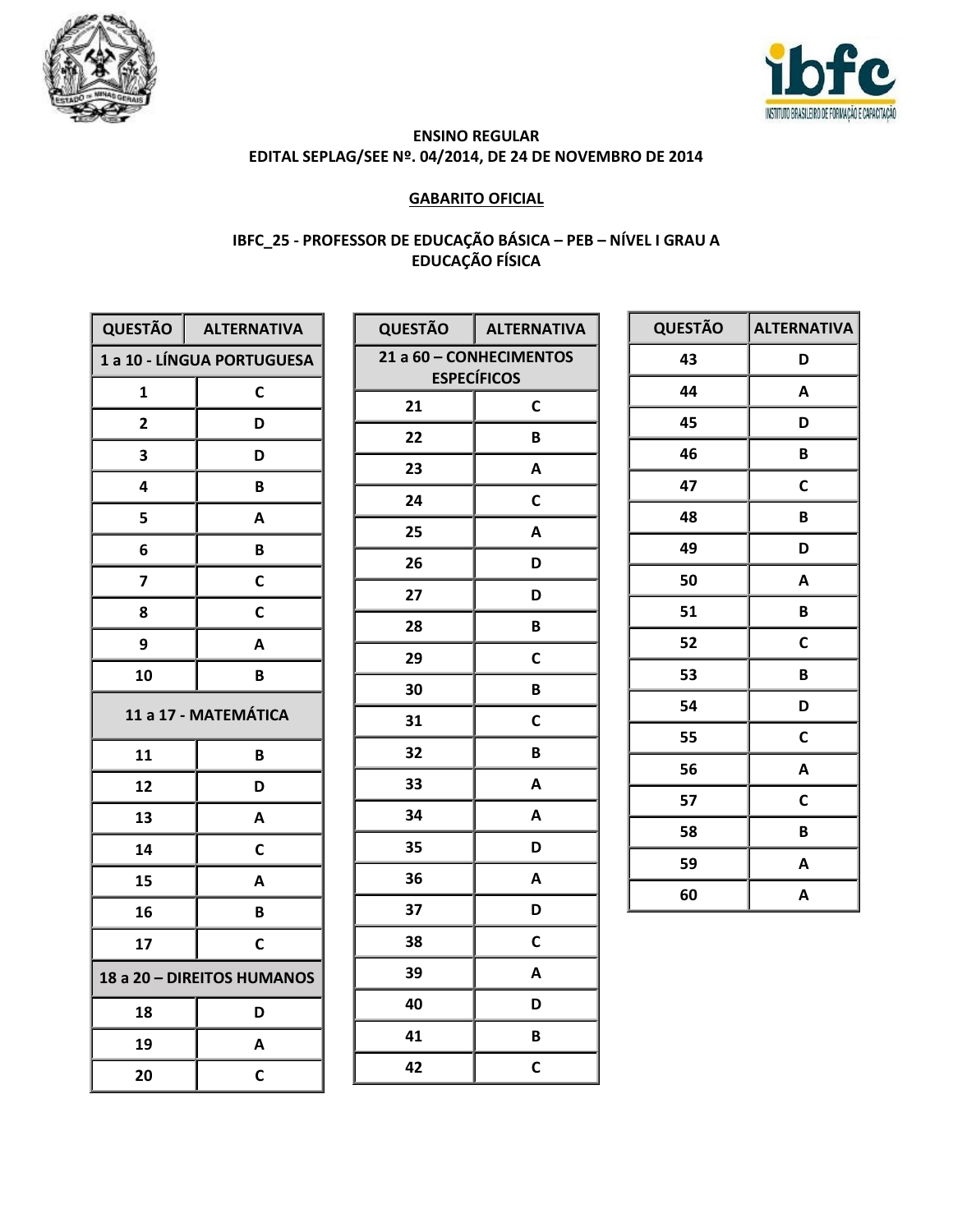**ENSINO REGULAR**
**EDITAL SEPLAG/SEE Nº. 04/2014, DE 24 DE NOVEMBRO DE 2014**

**GABARITO OFICIAL**

**IBFC_25 - PROFESSOR DE EDUCAÇÃO BÁSICA – PEB – NÍVEL I GRAU A**
**EDUCAÇÃO FÍSICA**

| QUESTÃO | ALTERNATIVA |
|---|---|
| **1 a 10 - LÍNGUA PORTUGUESA** | |
| 1 | C |
| 2 | D |
| 3 | D |
| 4 | B |
| 5 | A |
| 6 | B |
| 7 | C |
| 8 | C |
| 9 | A |
| 10 | B |
| **11 a 17 - MATEMÁTICA** | |
| 11 | B |
| 12 | D |
| 13 | A |
| 14 | C |
| 15 | A |
| 16 | B |
| 17 | C |
| **18 a 20 – DIREITOS HUMANOS** | |
| 18 | D |
| 19 | A |
| 20 | C |

| QUESTÃO | ALTERNATIVA |
|---|---|
| **21 a 60 – CONHECIMENTOS ESPECÍFICOS** | |
| 21 | C |
| 22 | B |
| 23 | A |
| 24 | C |
| 25 | A |
| 26 | D |
| 27 | D |
| 28 | B |
| 29 | C |
| 30 | B |
| 31 | C |
| 32 | B |
| 33 | A |
| 34 | A |
| 35 | D |
| 36 | A |
| 37 | D |
| 38 | C |
| 39 | A |
| 40 | D |
| 41 | B |
| 42 | C |

| QUESTÃO | ALTERNATIVA |
|---|---|
| 43 | D |
| 44 | A |
| 45 | D |
| 46 | B |
| 47 | C |
| 48 | B |
| 49 | D |
| 50 | A |
| 51 | B |
| 52 | C |
| 53 | B |
| 54 | D |
| 55 | C |
| 56 | A |
| 57 | C |
| 58 | B |
| 59 | A |
| 60 | A |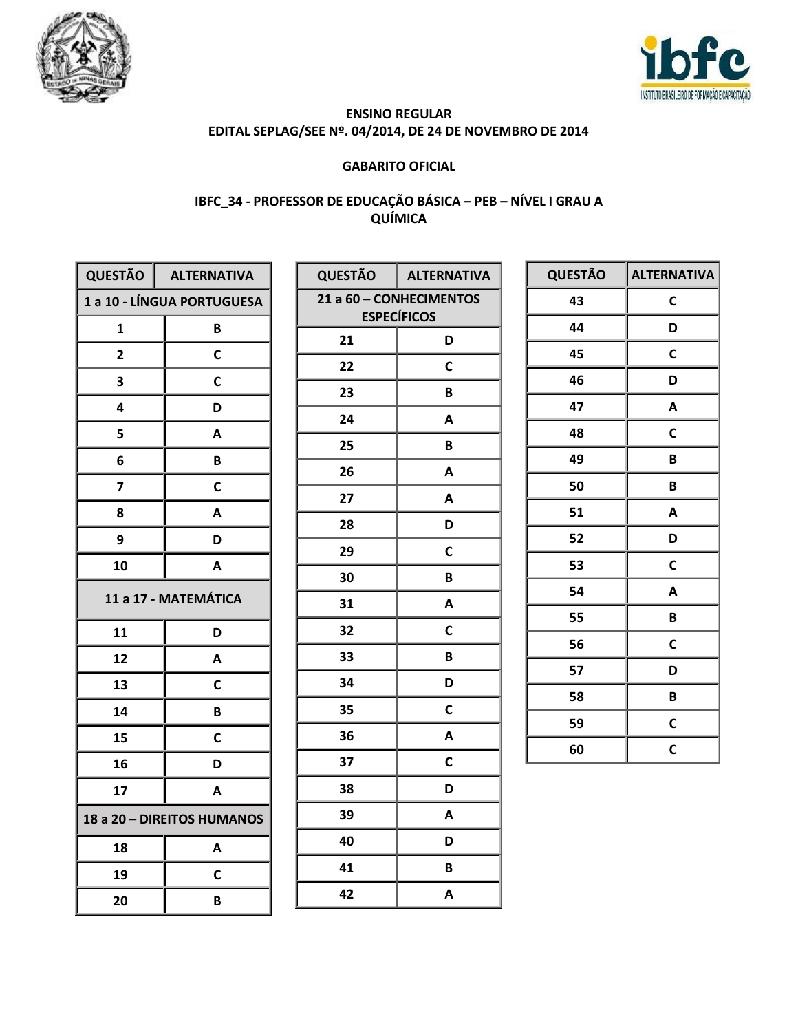**ENSINO REGULAR**
**EDITAL SEPLAG/SEE Nº. 04/2014, DE 24 DE NOVEMBRO DE 2014**

**GABARITO OFICIAL**

**IBFC_34 - PROFESSOR DE EDUCAÇÃO BÁSICA – PEB – NÍVEL I GRAU A**
**QUÍMICA**

| QUESTÃO | ALTERNATIVA |
|---|---|
| **1 a 10 - LÍNGUA PORTUGUESA** | |
| 1 | B |
| 2 | C |
| 3 | C |
| 4 | D |
| 5 | A |
| 6 | B |
| 7 | C |
| 8 | A |
| 9 | D |
| 10 | A |
| **11 a 17 - MATEMÁTICA** | |
| 11 | D |
| 12 | A |
| 13 | C |
| 14 | B |
| 15 | C |
| 16 | D |
| 17 | A |
| **18 a 20 – DIREITOS HUMANOS** | |
| 18 | A |
| 19 | C |
| 20 | B |

| QUESTÃO | ALTERNATIVA |
|---|---|
| **21 a 60 – CONHECIMENTOS ESPECÍFICOS** | |
| 21 | D |
| 22 | C |
| 23 | B |
| 24 | A |
| 25 | B |
| 26 | A |
| 27 | A |
| 28 | D |
| 29 | C |
| 30 | B |
| 31 | A |
| 32 | C |
| 33 | B |
| 34 | D |
| 35 | C |
| 36 | A |
| 37 | C |
| 38 | D |
| 39 | A |
| 40 | D |
| 41 | B |
| 42 | A |

| QUESTÃO | ALTERNATIVA |
|---|---|
| 43 | C |
| 44 | D |
| 45 | C |
| 46 | D |
| 47 | A |
| 48 | C |
| 49 | B |
| 50 | B |
| 51 | A |
| 52 | D |
| 53 | C |
| 54 | A |
| 55 | B |
| 56 | C |
| 57 | D |
| 58 | B |
| 59 | C |
| 60 | C |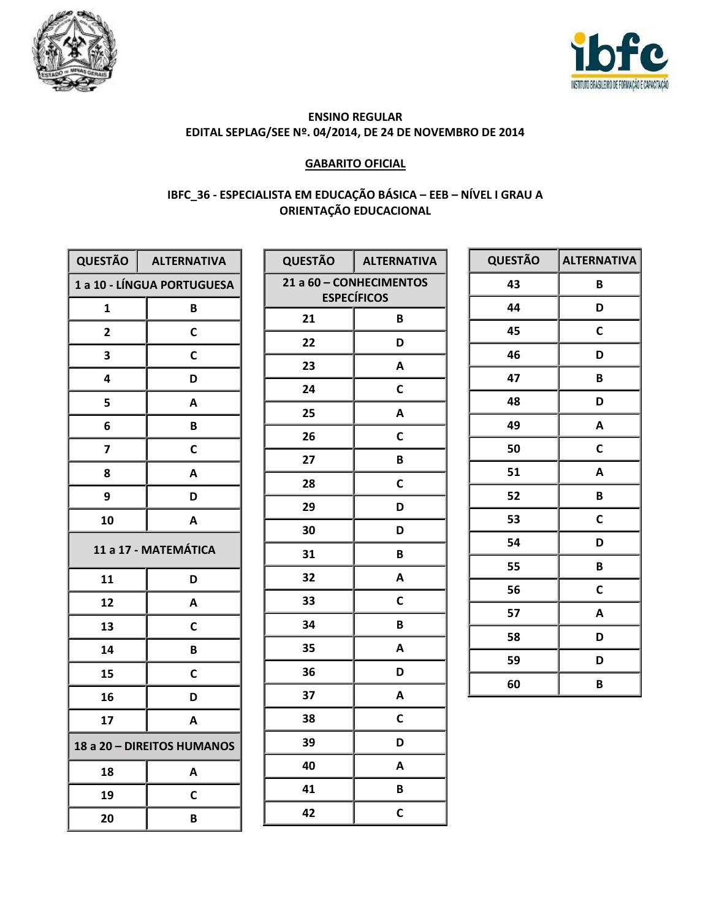**ENSINO REGULAR**
**EDITAL SEPLAG/SEE Nº. 04/2014, DE 24 DE NOVEMBRO DE 2014**

**GABARITO OFICIAL**

**IBFC_36 - ESPECIALISTA EM EDUCAÇÃO BÁSICA – EEB – NÍVEL I GRAU A**
**ORIENTAÇÃO EDUCACIONAL**

| QUESTÃO | ALTERNATIVA |
|---|---|
| **1 a 10 - LÍNGUA PORTUGUESA** | |
| 1 | B |
| 2 | C |
| 3 | C |
| 4 | D |
| 5 | A |
| 6 | B |
| 7 | C |
| 8 | A |
| 9 | D |
| 10 | A |
| **11 a 17 - MATEMÁTICA** | |
| 11 | D |
| 12 | A |
| 13 | C |
| 14 | B |
| 15 | C |
| 16 | D |
| 17 | A |
| **18 a 20 – DIREITOS HUMANOS** | |
| 18 | A |
| 19 | C |
| 20 | B |

| QUESTÃO | ALTERNATIVA |
|---|---|
| **21 a 60 – CONHECIMENTOS ESPECÍFICOS** | |
| 21 | B |
| 22 | D |
| 23 | A |
| 24 | C |
| 25 | A |
| 26 | C |
| 27 | B |
| 28 | C |
| 29 | D |
| 30 | D |
| 31 | B |
| 32 | A |
| 33 | C |
| 34 | B |
| 35 | A |
| 36 | D |
| 37 | A |
| 38 | C |
| 39 | D |
| 40 | A |
| 41 | B |
| 42 | C |

| QUESTÃO | ALTERNATIVA |
|---|---|
| 43 | B |
| 44 | D |
| 45 | C |
| 46 | D |
| 47 | B |
| 48 | D |
| 49 | A |
| 50 | C |
| 51 | A |
| 52 | B |
| 53 | C |
| 54 | D |
| 55 | B |
| 56 | C |
| 57 | A |
| 58 | D |
| 59 | D |
| 60 | B |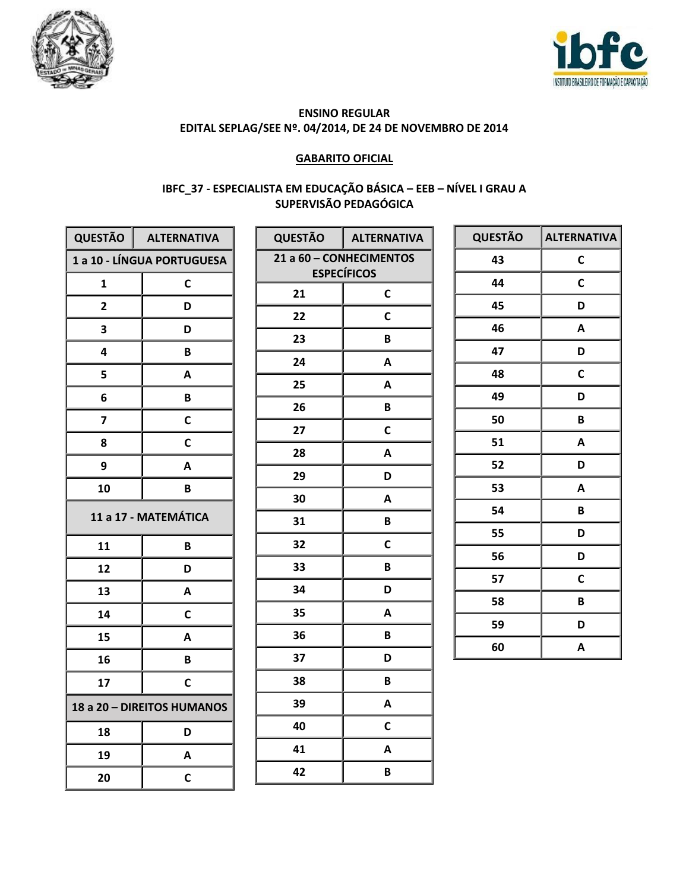**ENSINO REGULAR**
**EDITAL SEPLAG/SEE Nº. 04/2014, DE 24 DE NOVEMBRO DE 2014**

**GABARITO OFICIAL**

**IBFC_37 - ESPECIALISTA EM EDUCAÇÃO BÁSICA – EEB – NÍVEL I GRAU A**
**SUPERVISÃO PEDAGÓGICA**

| QUESTÃO | ALTERNATIVA |
|---|---|
| **1 a 10 - LÍNGUA PORTUGUESA** | |
| 1 | C |
| 2 | D |
| 3 | D |
| 4 | B |
| 5 | A |
| 6 | B |
| 7 | C |
| 8 | C |
| 9 | A |
| 10 | B |
| **11 a 17 - MATEMÁTICA** | |
| 11 | B |
| 12 | D |
| 13 | A |
| 14 | C |
| 15 | A |
| 16 | B |
| 17 | C |
| **18 a 20 – DIREITOS HUMANOS** | |
| 18 | D |
| 19 | A |
| 20 | C |

| QUESTÃO | ALTERNATIVA |
|---|---|
| **21 a 60 – CONHECIMENTOS ESPECÍFICOS** | |
| 21 | C |
| 22 | C |
| 23 | B |
| 24 | A |
| 25 | A |
| 26 | B |
| 27 | C |
| 28 | A |
| 29 | D |
| 30 | A |
| 31 | B |
| 32 | C |
| 33 | B |
| 34 | D |
| 35 | A |
| 36 | B |
| 37 | D |
| 38 | B |
| 39 | A |
| 40 | C |
| 41 | A |
| 42 | B |

| QUESTÃO | ALTERNATIVA |
|---|---|
| 43 | C |
| 44 | C |
| 45 | D |
| 46 | A |
| 47 | D |
| 48 | C |
| 49 | D |
| 50 | B |
| 51 | A |
| 52 | D |
| 53 | A |
| 54 | B |
| 55 | D |
| 56 | D |
| 57 | C |
| 58 | B |
| 59 | D |
| 60 | A |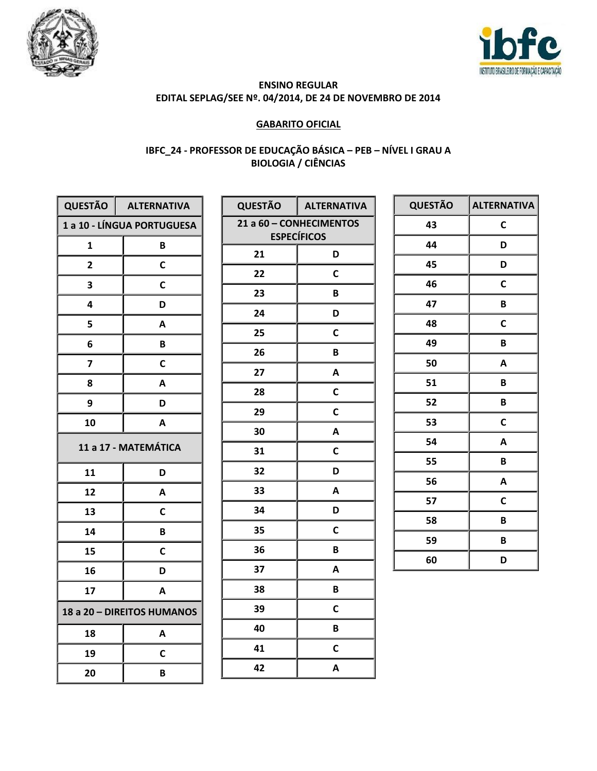**ENSINO REGULAR**
**EDITAL SEPLAG/SEE Nº. 04/2014, DE 24 DE NOVEMBRO DE 2014**

**GABARITO OFICIAL**

**IBFC_24 - PROFESSOR DE EDUCAÇÃO BÁSICA – PEB – NÍVEL I GRAU A**
**BIOLOGIA / CIÊNCIAS**

| QUESTÃO | ALTERNATIVA |
|---|---|
| **1 a 10 - LÍNGUA PORTUGUESA** | |
| 1 | B |
| 2 | C |
| 3 | C |
| 4 | D |
| 5 | A |
| 6 | B |
| 7 | C |
| 8 | A |
| 9 | D |
| 10 | A |
| **11 a 17 - MATEMÁTICA** | |
| 11 | D |
| 12 | A |
| 13 | C |
| 14 | B |
| 15 | C |
| 16 | D |
| 17 | A |
| **18 a 20 – DIREITOS HUMANOS** | |
| 18 | A |
| 19 | C |
| 20 | B |

| QUESTÃO | ALTERNATIVA |
|---|---|
| **21 a 60 – CONHECIMENTOS ESPECÍFICOS** | |
| 21 | D |
| 22 | C |
| 23 | B |
| 24 | D |
| 25 | C |
| 26 | B |
| 27 | A |
| 28 | C |
| 29 | C |
| 30 | A |
| 31 | C |
| 32 | D |
| 33 | A |
| 34 | D |
| 35 | C |
| 36 | B |
| 37 | A |
| 38 | B |
| 39 | C |
| 40 | B |
| 41 | C |
| 42 | A |

| QUESTÃO | ALTERNATIVA |
|---|---|
| 43 | C |
| 44 | D |
| 45 | D |
| 46 | C |
| 47 | B |
| 48 | C |
| 49 | B |
| 50 | A |
| 51 | B |
| 52 | B |
| 53 | C |
| 54 | A |
| 55 | B |
| 56 | A |
| 57 | C |
| 58 | B |
| 59 | B |
| 60 | D |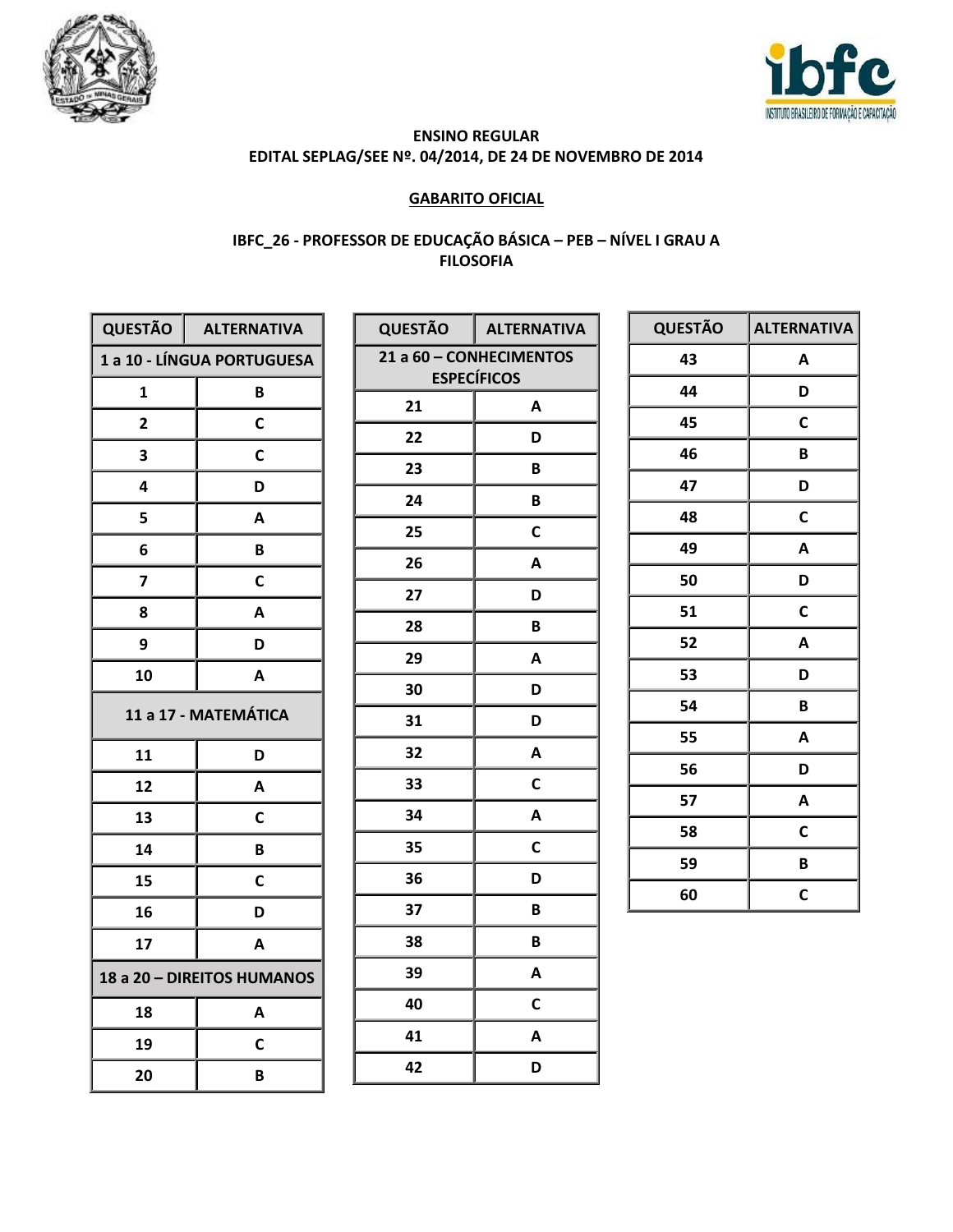**ENSINO REGULAR**
**EDITAL SEPLAG/SEE Nº. 04/2014, DE 24 DE NOVEMBRO DE 2014**

**GABARITO OFICIAL**

**IBFC_26 - PROFESSOR DE EDUCAÇÃO BÁSICA – PEB – NÍVEL I GRAU A**
**FILOSOFIA**

| QUESTÃO | ALTERNATIVA |
|---|---|
| **1 a 10 - LÍNGUA PORTUGUESA** | |
| 1 | B |
| 2 | C |
| 3 | C |
| 4 | D |
| 5 | A |
| 6 | B |
| 7 | C |
| 8 | A |
| 9 | D |
| 10 | A |
| **11 a 17 - MATEMÁTICA** | |
| 11 | D |
| 12 | A |
| 13 | C |
| 14 | B |
| 15 | C |
| 16 | D |
| 17 | A |
| **18 a 20 – DIREITOS HUMANOS** | |
| 18 | A |
| 19 | C |
| 20 | B |

| QUESTÃO | ALTERNATIVA |
|---|---|
| **21 a 60 – CONHECIMENTOS ESPECÍFICOS** | |
| 21 | A |
| 22 | D |
| 23 | B |
| 24 | B |
| 25 | C |
| 26 | A |
| 27 | D |
| 28 | B |
| 29 | A |
| 30 | D |
| 31 | D |
| 32 | A |
| 33 | C |
| 34 | A |
| 35 | C |
| 36 | D |
| 37 | B |
| 38 | B |
| 39 | A |
| 40 | C |
| 41 | A |
| 42 | D |

| QUESTÃO | ALTERNATIVA |
|---|---|
| 43 | A |
| 44 | D |
| 45 | C |
| 46 | B |
| 47 | D |
| 48 | C |
| 49 | A |
| 50 | D |
| 51 | C |
| 52 | A |
| 53 | D |
| 54 | B |
| 55 | A |
| 56 | D |
| 57 | A |
| 58 | C |
| 59 | B |
| 60 | C |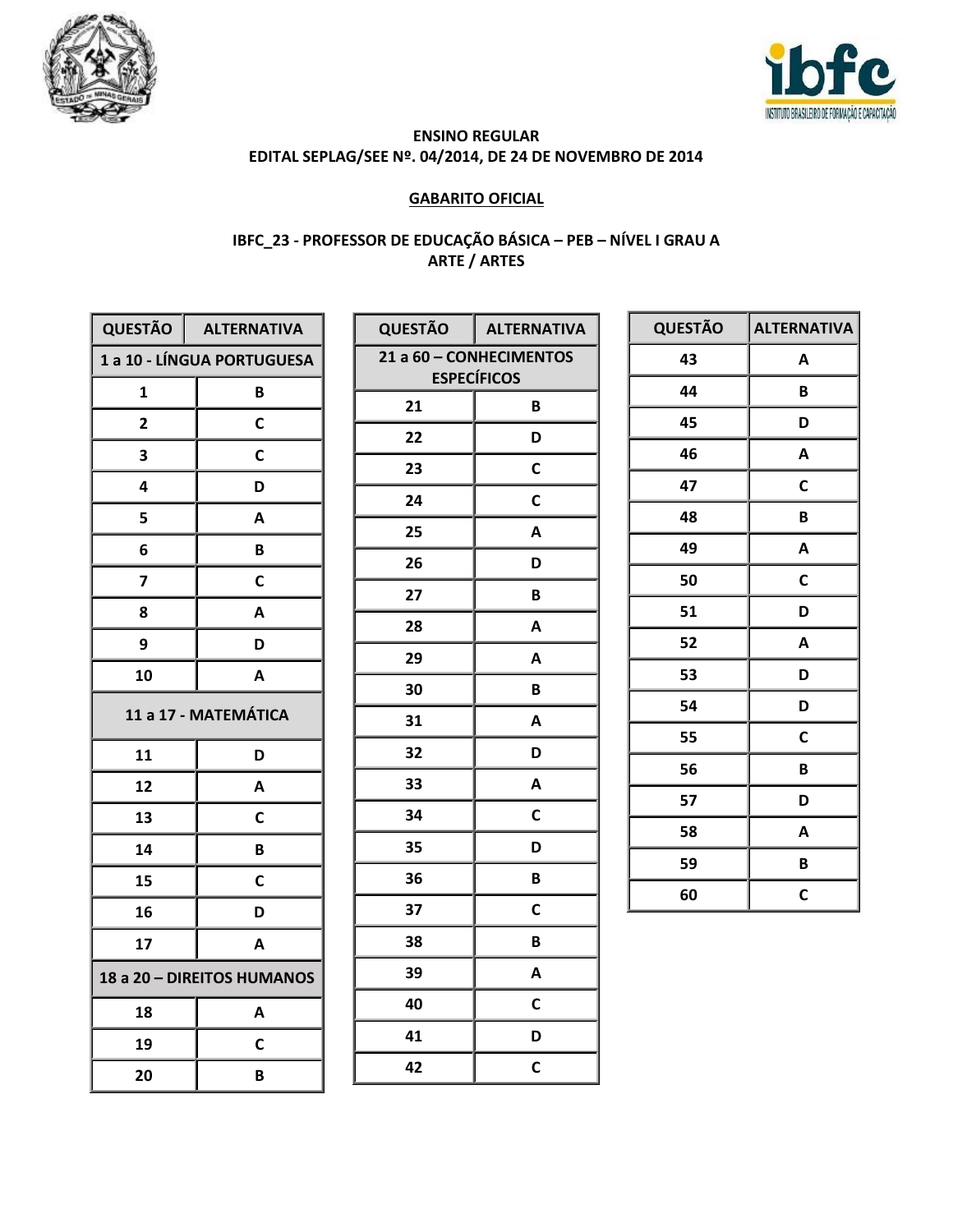**ENSINO REGULAR**
**EDITAL SEPLAG/SEE Nº. 04/2014, DE 24 DE NOVEMBRO DE 2014**

**GABARITO OFICIAL**

**IBFC_23 - PROFESSOR DE EDUCAÇÃO BÁSICA – PEB – NÍVEL I GRAU A**
**ARTE / ARTES**

| QUESTÃO | ALTERNATIVA |
|---|---|
| **1 a 10 - LÍNGUA PORTUGUESA** | |
| 1 | B |
| 2 | C |
| 3 | C |
| 4 | D |
| 5 | A |
| 6 | B |
| 7 | C |
| 8 | A |
| 9 | D |
| 10 | A |
| **11 a 17 - MATEMÁTICA** | |
| 11 | D |
| 12 | A |
| 13 | C |
| 14 | B |
| 15 | C |
| 16 | D |
| 17 | A |
| **18 a 20 – DIREITOS HUMANOS** | |
| 18 | A |
| 19 | C |
| 20 | B |

| QUESTÃO | ALTERNATIVA |
|---|---|
| **21 a 60 – CONHECIMENTOS ESPECÍFICOS** | |
| 21 | B |
| 22 | D |
| 23 | C |
| 24 | C |
| 25 | A |
| 26 | D |
| 27 | B |
| 28 | A |
| 29 | A |
| 30 | B |
| 31 | A |
| 32 | D |
| 33 | A |
| 34 | C |
| 35 | D |
| 36 | B |
| 37 | C |
| 38 | B |
| 39 | A |
| 40 | C |
| 41 | D |
| 42 | C |

| QUESTÃO | ALTERNATIVA |
|---|---|
| 43 | A |
| 44 | B |
| 45 | D |
| 46 | A |
| 47 | C |
| 48 | B |
| 49 | A |
| 50 | C |
| 51 | D |
| 52 | A |
| 53 | D |
| 54 | D |
| 55 | C |
| 56 | B |
| 57 | D |
| 58 | A |
| 59 | B |
| 60 | C |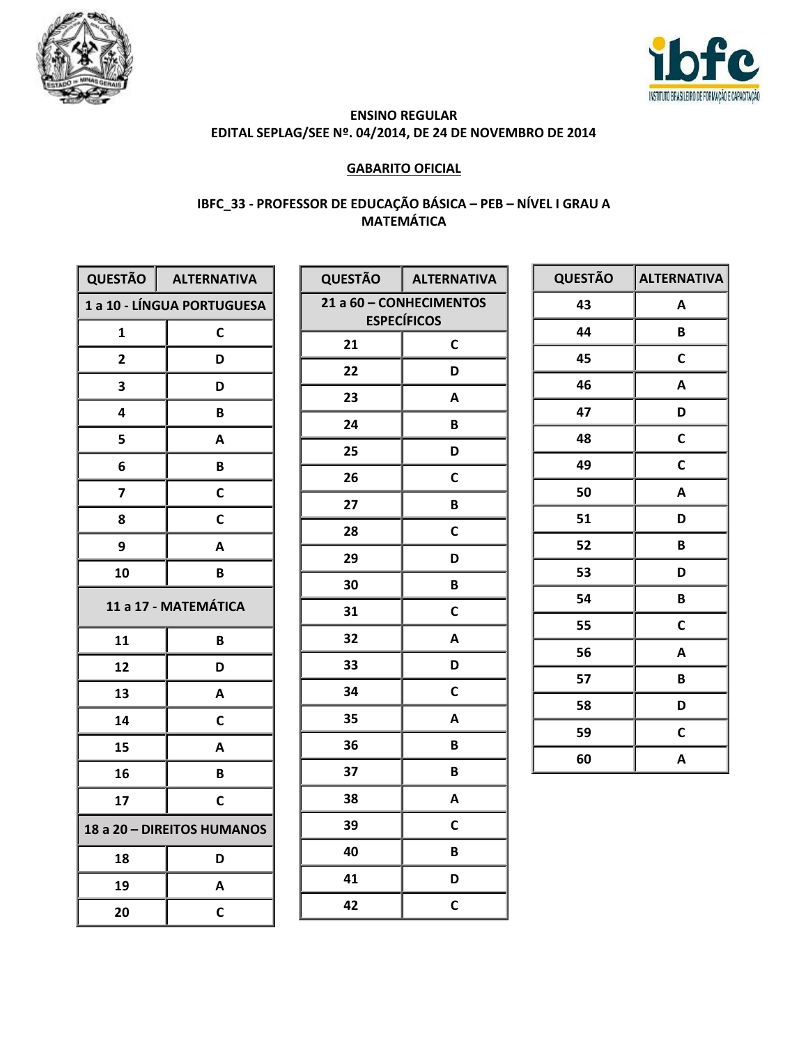**ENSINO REGULAR**
**EDITAL SEPLAG/SEE Nº. 04/2014, DE 24 DE NOVEMBRO DE 2014**

**GABARITO OFICIAL**

**IBFC_33 - PROFESSOR DE EDUCAÇÃO BÁSICA – PEB – NÍVEL I GRAU A**
**MATEMÁTICA**

| QUESTÃO | ALTERNATIVA |
|---|---|
| **1 a 10 - LÍNGUA PORTUGUESA** | |
| 1 | C |
| 2 | D |
| 3 | D |
| 4 | B |
| 5 | A |
| 6 | B |
| 7 | C |
| 8 | C |
| 9 | A |
| 10 | B |
| **11 a 17 - MATEMÁTICA** | |
| 11 | B |
| 12 | D |
| 13 | A |
| 14 | C |
| 15 | A |
| 16 | B |
| 17 | C |
| **18 a 20 – DIREITOS HUMANOS** | |
| 18 | D |
| 19 | A |
| 20 | C |

| QUESTÃO | ALTERNATIVA |
|---|---|
| **21 a 60 – CONHECIMENTOS ESPECÍFICOS** | |
| 21 | C |
| 22 | D |
| 23 | A |
| 24 | B |
| 25 | D |
| 26 | C |
| 27 | B |
| 28 | C |
| 29 | D |
| 30 | B |
| 31 | C |
| 32 | A |
| 33 | D |
| 34 | C |
| 35 | A |
| 36 | B |
| 37 | B |
| 38 | A |
| 39 | C |
| 40 | B |
| 41 | D |
| 42 | C |

| QUESTÃO | ALTERNATIVA |
|---|---|
| 43 | A |
| 44 | B |
| 45 | C |
| 46 | A |
| 47 | D |
| 48 | C |
| 49 | C |
| 50 | A |
| 51 | D |
| 52 | B |
| 53 | D |
| 54 | B |
| 55 | C |
| 56 | A |
| 57 | B |
| 58 | D |
| 59 | C |
| 60 | A |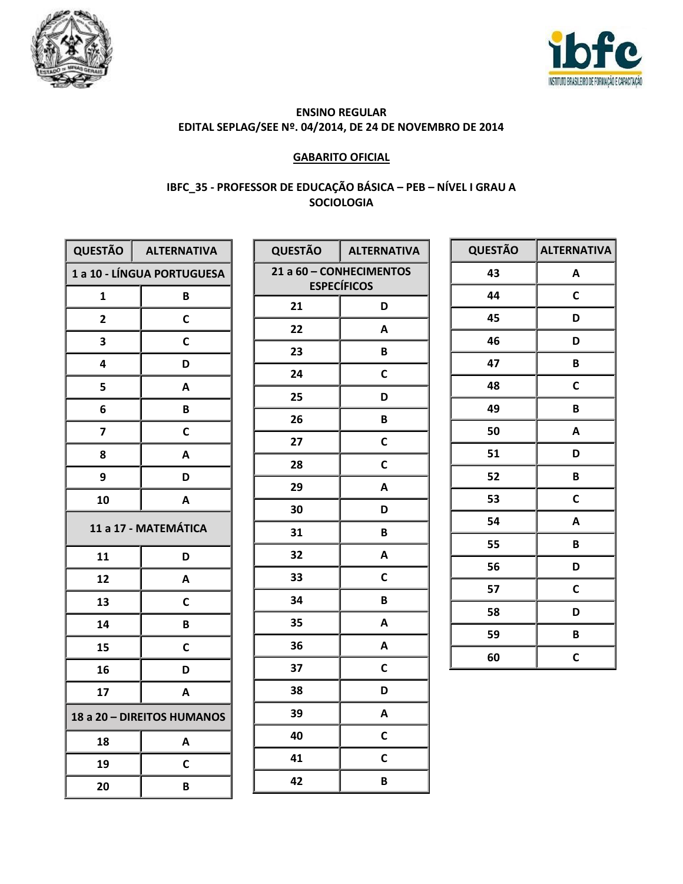**ENSINO REGULAR**
**EDITAL SEPLAG/SEE Nº. 04/2014, DE 24 DE NOVEMBRO DE 2014**

**GABARITO OFICIAL**

**IBFC_35 - PROFESSOR DE EDUCAÇÃO BÁSICA – PEB – NÍVEL I GRAU A**
**SOCIOLOGIA**

| QUESTÃO | ALTERNATIVA |
|---|---|
| **1 a 10 - LÍNGUA PORTUGUESA** | |
| 1 | B |
| 2 | C |
| 3 | C |
| 4 | D |
| 5 | A |
| 6 | B |
| 7 | C |
| 8 | A |
| 9 | D |
| 10 | A |
| **11 a 17 - MATEMÁTICA** | |
| 11 | D |
| 12 | A |
| 13 | C |
| 14 | B |
| 15 | C |
| 16 | D |
| 17 | A |
| **18 a 20 – DIREITOS HUMANOS** | |
| 18 | A |
| 19 | C |
| 20 | B |

| QUESTÃO | ALTERNATIVA |
|---|---|
| **21 a 60 – CONHECIMENTOS ESPECÍFICOS** | |
| 21 | D |
| 22 | A |
| 23 | B |
| 24 | C |
| 25 | D |
| 26 | B |
| 27 | C |
| 28 | C |
| 29 | A |
| 30 | D |
| 31 | B |
| 32 | A |
| 33 | C |
| 34 | B |
| 35 | A |
| 36 | A |
| 37 | C |
| 38 | D |
| 39 | A |
| 40 | C |
| 41 | C |
| 42 | B |

| QUESTÃO | ALTERNATIVA |
|---|---|
| 43 | A |
| 44 | C |
| 45 | D |
| 46 | D |
| 47 | B |
| 48 | C |
| 49 | B |
| 50 | A |
| 51 | D |
| 52 | B |
| 53 | C |
| 54 | A |
| 55 | B |
| 56 | D |
| 57 | C |
| 58 | D |
| 59 | B |
| 60 | C |